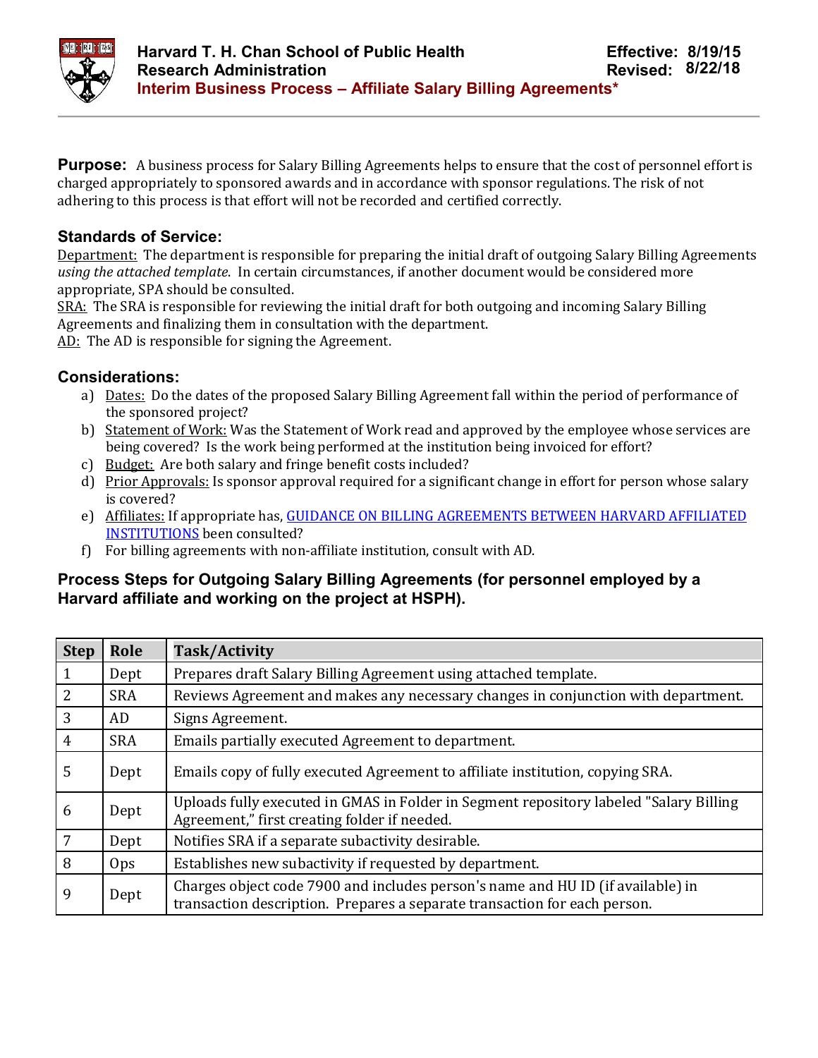**Harvard T. H. Chan School of Public Health**
**Research Administration**
**Interim Business Process – Affiliate Salary Billing Agreements***

**Effective: 8/19/15**
**Revised: 8/22/18**

---

**Purpose:** A business process for Salary Billing Agreements helps to ensure that the cost of personnel effort is charged appropriately to sponsored awards and in accordance with sponsor regulations. The risk of not adhering to this process is that effort will not be recorded and certified correctly.

### Standards of Service:

Department: The department is responsible for preparing the initial draft of outgoing Salary Billing Agreements *using the attached template*. In certain circumstances, if another document would be considered more appropriate, SPA should be consulted.
SRA: The SRA is responsible for reviewing the initial draft for both outgoing and incoming Salary Billing Agreements and finalizing them in consultation with the department.
AD: The AD is responsible for signing the Agreement.

### Considerations:

a) Dates: Do the dates of the proposed Salary Billing Agreement fall within the period of performance of the sponsored project?
b) Statement of Work: Was the Statement of Work read and approved by the employee whose services are being covered? Is the work being performed at the institution being invoiced for effort?
c) Budget: Are both salary and fringe benefit costs included?
d) Prior Approvals: Is sponsor approval required for a significant change in effort for person whose salary is covered?
e) Affiliates: If appropriate has, GUIDANCE ON BILLING AGREEMENTS BETWEEN HARVARD AFFILIATED INSTITUTIONS been consulted?
f) For billing agreements with non-affiliate institution, consult with AD.

### Process Steps for Outgoing Salary Billing Agreements (for personnel employed by a Harvard affiliate and working on the project at HSPH).

| Step | Role | Task/Activity |
|---|---|---|
| 1 | Dept | Prepares draft Salary Billing Agreement using attached template. |
| 2 | SRA | Reviews Agreement and makes any necessary changes in conjunction with department. |
| 3 | AD | Signs Agreement. |
| 4 | SRA | Emails partially executed Agreement to department. |
| 5 | Dept | Emails copy of fully executed Agreement to affiliate institution, copying SRA. |
| 6 | Dept | Uploads fully executed in GMAS in Folder in Segment repository labeled "Salary Billing Agreement," first creating folder if needed. |
| 7 | Dept | Notifies SRA if a separate subactivity desirable. |
| 8 | Ops | Establishes new subactivity if requested by department. |
| 9 | Dept | Charges object code 7900 and includes person's name and HU ID (if available) in transaction description. Prepares a separate transaction for each person. |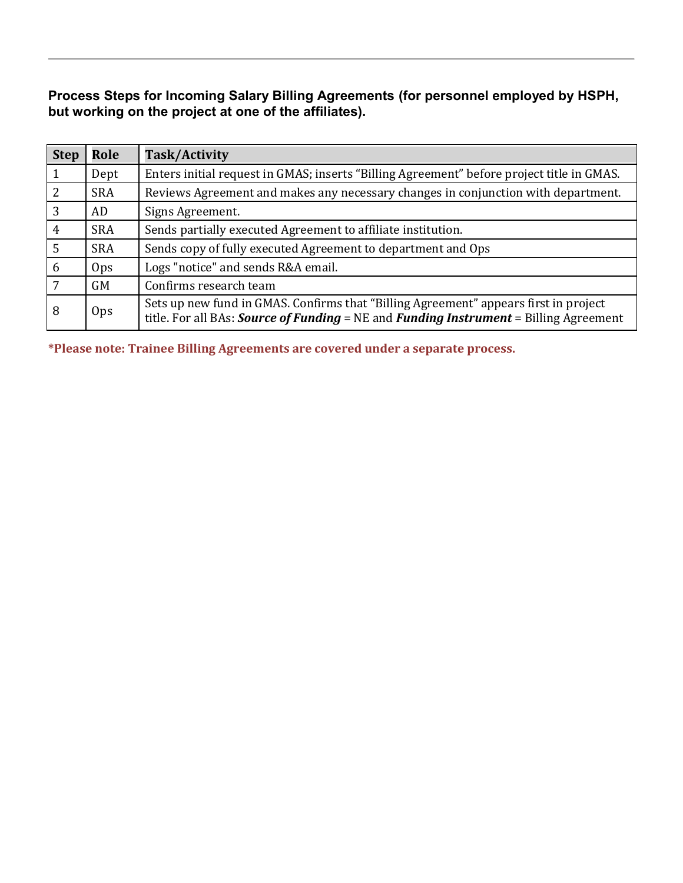**Process Steps for Incoming Salary Billing Agreements (for personnel employed by HSPH, but working on the project at one of the affiliates).**

| Step | Role | Task/Activity |
|---|---|---|
| 1 | Dept | Enters initial request in GMAS; inserts "Billing Agreement" before project title in GMAS. |
| 2 | SRA | Reviews Agreement and makes any necessary changes in conjunction with department. |
| 3 | AD | Signs Agreement. |
| 4 | SRA | Sends partially executed Agreement to affiliate institution. |
| 5 | SRA | Sends copy of fully executed Agreement to department and Ops |
| 6 | Ops | Logs "notice" and sends R&A email. |
| 7 | GM | Confirms research team |
| 8 | Ops | Sets up new fund in GMAS. Confirms that "Billing Agreement" appears first in project title. For all BAs: ***Source of Funding*** = NE and ***Funding Instrument*** = Billing Agreement |

**\*Please note: Trainee Billing Agreements are covered under a separate process.**